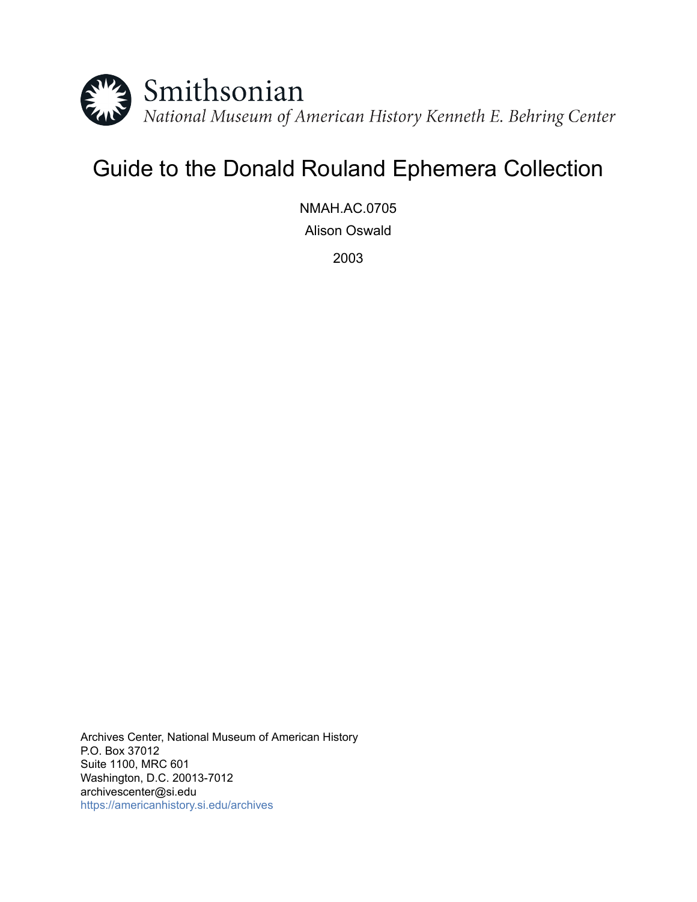Smithsonian

*National Museum of American History Kenneth E. Behring Center*

# Guide to the Donald Rouland Ephemera Collection

NMAH.AC.0705

Alison Oswald

2003

Archives Center, National Museum of American History
P.O. Box 37012
Suite 1100, MRC 601
Washington, D.C. 20013-7012
archivescenter@si.edu
https://americanhistory.si.edu/archives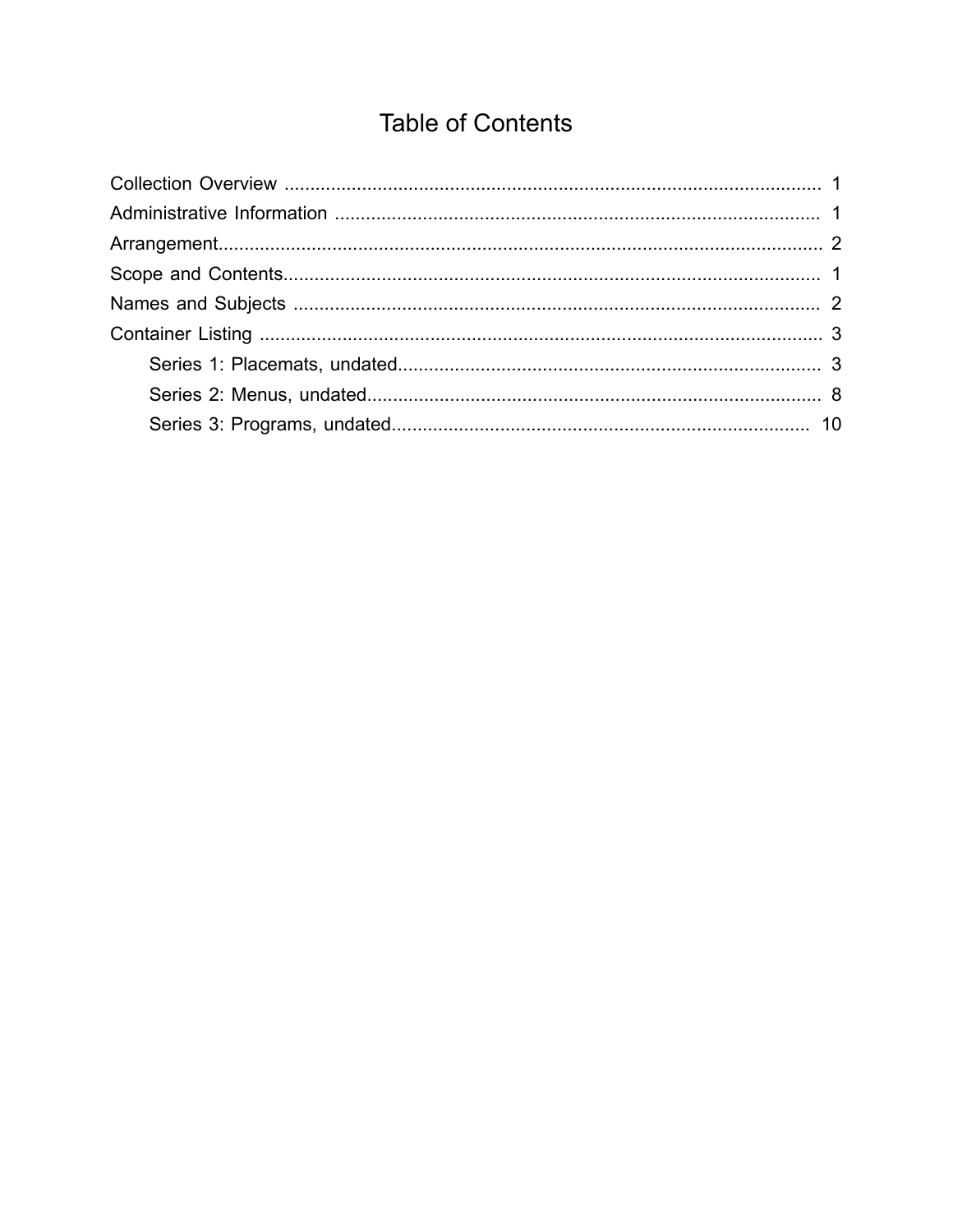# Table of Contents

Collection Overview .......................................................................................................... 1
Administrative Information .............................................................................................. 1
Arrangement...................................................................................................................... 2
Scope and Contents.......................................................................................................... 1
Names and Subjects ........................................................................................................ 2
Container Listing .............................................................................................................. 3
    Series 1: Placemats, undated................................................................................. 3
    Series 2: Menus, undated....................................................................................... 8
    Series 3: Programs, undated................................................................................. 10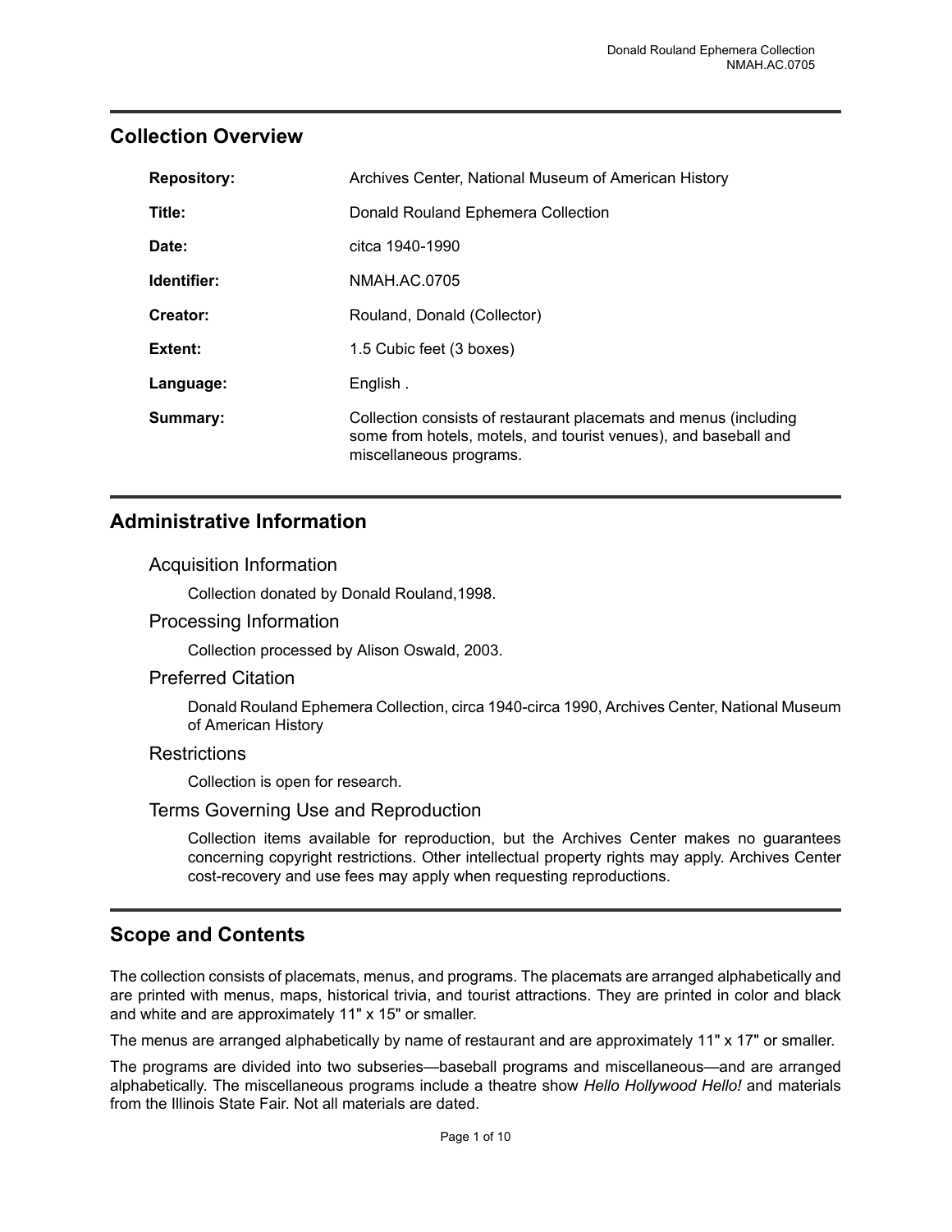## Collection Overview

| | |
|---|---|
| **Repository:** | Archives Center, National Museum of American History |
| **Title:** | Donald Rouland Ephemera Collection |
| **Date:** | citca 1940-1990 |
| **Identifier:** | NMAH.AC.0705 |
| **Creator:** | Rouland, Donald (Collector) |
| **Extent:** | 1.5 Cubic feet (3 boxes) |
| **Language:** | English . |
| **Summary:** | Collection consists of restaurant placemats and menus (including some from hotels, motels, and tourist venues), and baseball and miscellaneous programs. |

## Administrative Information

### Acquisition Information

Collection donated by Donald Rouland,1998.

### Processing Information

Collection processed by Alison Oswald, 2003.

### Preferred Citation

Donald Rouland Ephemera Collection, circa 1940-circa 1990, Archives Center, National Museum of American History

### Restrictions

Collection is open for research.

### Terms Governing Use and Reproduction

Collection items available for reproduction, but the Archives Center makes no guarantees concerning copyright restrictions. Other intellectual property rights may apply. Archives Center cost-recovery and use fees may apply when requesting reproductions.

## Scope and Contents

The collection consists of placemats, menus, and programs. The placemats are arranged alphabetically and are printed with menus, maps, historical trivia, and tourist attractions. They are printed in color and black and white and are approximately 11" x 15" or smaller.

The menus are arranged alphabetically by name of restaurant and are approximately 11" x 17" or smaller.

The programs are divided into two subseries—baseball programs and miscellaneous—and are arranged alphabetically. The miscellaneous programs include a theatre show *Hello Hollywood Hello!* and materials from the Illinois State Fair. Not all materials are dated.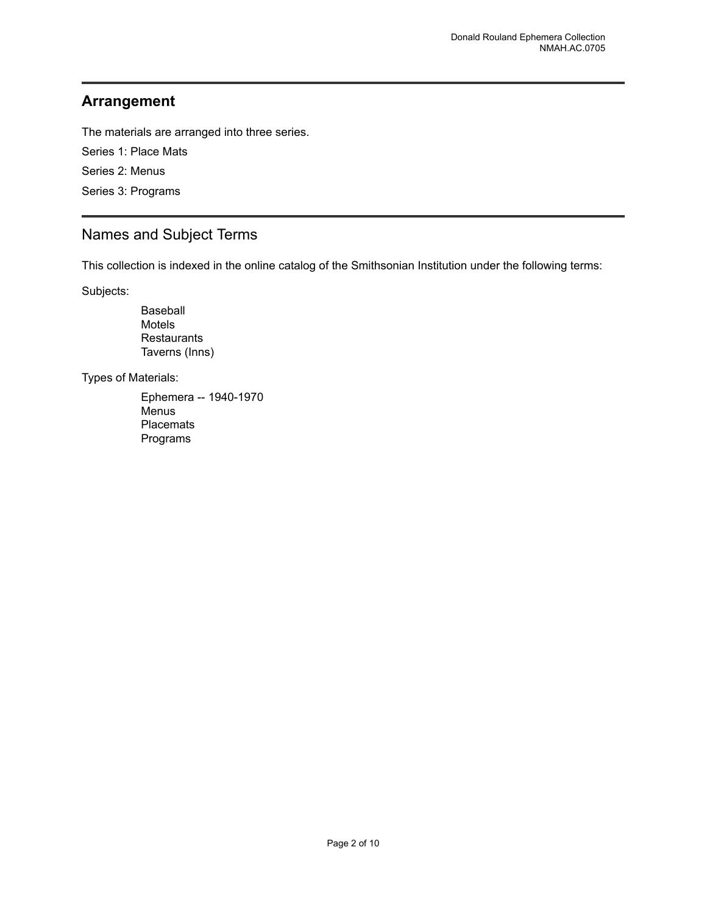## Arrangement

The materials are arranged into three series.

Series 1: Place Mats

Series 2: Menus

Series 3: Programs

## Names and Subject Terms

This collection is indexed in the online catalog of the Smithsonian Institution under the following terms:

Subjects:

- Baseball
- Motels
- Restaurants
- Taverns (Inns)

Types of Materials:

- Ephemera -- 1940-1970
- Menus
- Placemats
- Programs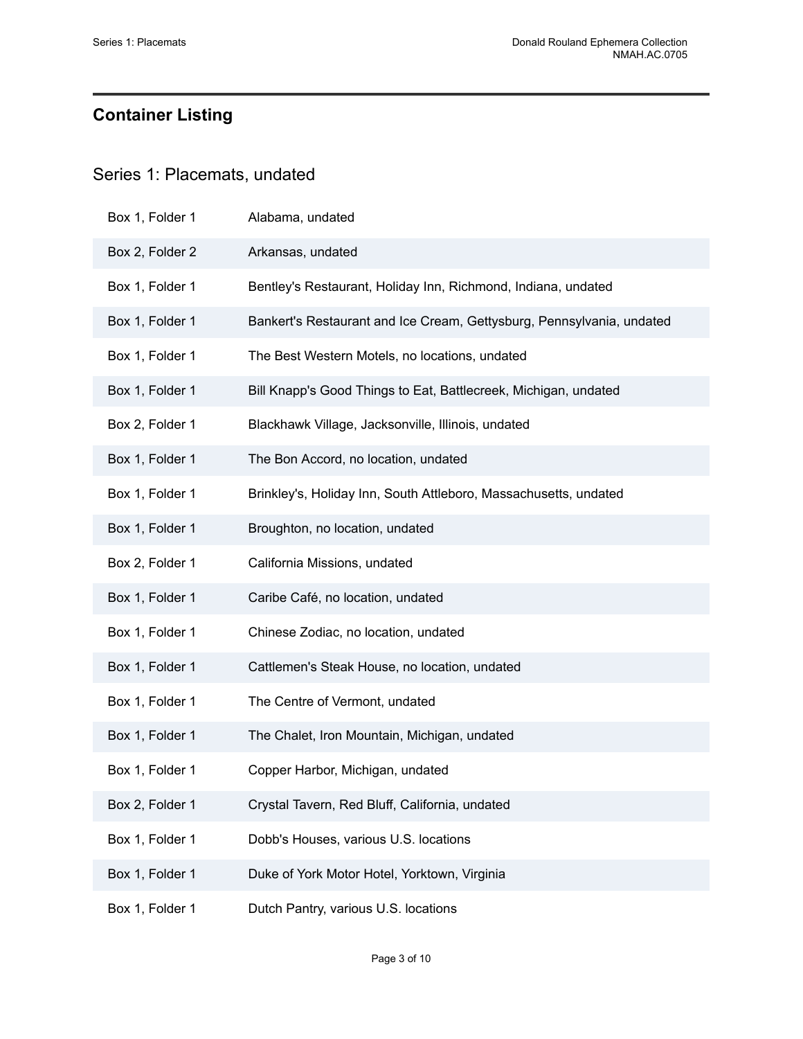## Container Listing

### Series 1: Placemats, undated

| | |
|---|---|
| Box 1, Folder 1 | Alabama, undated |
| Box 2, Folder 2 | Arkansas, undated |
| Box 1, Folder 1 | Bentley's Restaurant, Holiday Inn, Richmond, Indiana, undated |
| Box 1, Folder 1 | Bankert's Restaurant and Ice Cream, Gettysburg, Pennsylvania, undated |
| Box 1, Folder 1 | The Best Western Motels, no locations, undated |
| Box 1, Folder 1 | Bill Knapp's Good Things to Eat, Battlecreek, Michigan, undated |
| Box 2, Folder 1 | Blackhawk Village, Jacksonville, Illinois, undated |
| Box 1, Folder 1 | The Bon Accord, no location, undated |
| Box 1, Folder 1 | Brinkley's, Holiday Inn, South Attleboro, Massachusetts, undated |
| Box 1, Folder 1 | Broughton, no location, undated |
| Box 2, Folder 1 | California Missions, undated |
| Box 1, Folder 1 | Caribe Café, no location, undated |
| Box 1, Folder 1 | Chinese Zodiac, no location, undated |
| Box 1, Folder 1 | Cattlemen's Steak House, no location, undated |
| Box 1, Folder 1 | The Centre of Vermont, undated |
| Box 1, Folder 1 | The Chalet, Iron Mountain, Michigan, undated |
| Box 1, Folder 1 | Copper Harbor, Michigan, undated |
| Box 2, Folder 1 | Crystal Tavern, Red Bluff, California, undated |
| Box 1, Folder 1 | Dobb's Houses, various U.S. locations |
| Box 1, Folder 1 | Duke of York Motor Hotel, Yorktown, Virginia |
| Box 1, Folder 1 | Dutch Pantry, various U.S. locations |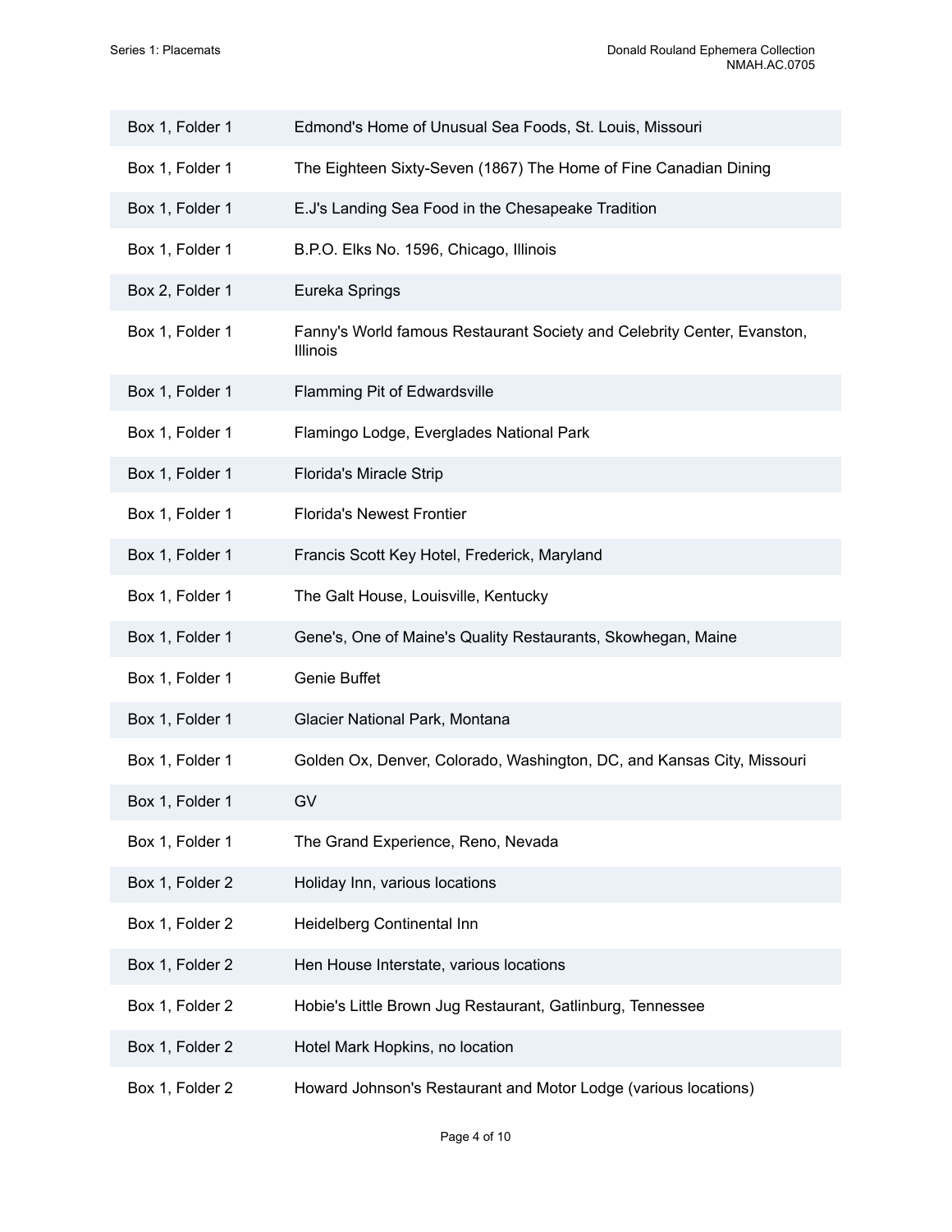| | |
|---|---|
| Box 1, Folder 1 | Edmond's Home of Unusual Sea Foods, St. Louis, Missouri |
| Box 1, Folder 1 | The Eighteen Sixty-Seven (1867) The Home of Fine Canadian Dining |
| Box 1, Folder 1 | E.J's Landing Sea Food in the Chesapeake Tradition |
| Box 1, Folder 1 | B.P.O. Elks No. 1596, Chicago, Illinois |
| Box 2, Folder 1 | Eureka Springs |
| Box 1, Folder 1 | Fanny's World famous Restaurant Society and Celebrity Center, Evanston, Illinois |
| Box 1, Folder 1 | Flamming Pit of Edwardsville |
| Box 1, Folder 1 | Flamingo Lodge, Everglades National Park |
| Box 1, Folder 1 | Florida's Miracle Strip |
| Box 1, Folder 1 | Florida's Newest Frontier |
| Box 1, Folder 1 | Francis Scott Key Hotel, Frederick, Maryland |
| Box 1, Folder 1 | The Galt House, Louisville, Kentucky |
| Box 1, Folder 1 | Gene's, One of Maine's Quality Restaurants, Skowhegan, Maine |
| Box 1, Folder 1 | Genie Buffet |
| Box 1, Folder 1 | Glacier National Park, Montana |
| Box 1, Folder 1 | Golden Ox, Denver, Colorado, Washington, DC, and Kansas City, Missouri |
| Box 1, Folder 1 | GV |
| Box 1, Folder 1 | The Grand Experience, Reno, Nevada |
| Box 1, Folder 2 | Holiday Inn, various locations |
| Box 1, Folder 2 | Heidelberg Continental Inn |
| Box 1, Folder 2 | Hen House Interstate, various locations |
| Box 1, Folder 2 | Hobie's Little Brown Jug Restaurant, Gatlinburg, Tennessee |
| Box 1, Folder 2 | Hotel Mark Hopkins, no location |
| Box 1, Folder 2 | Howard Johnson's Restaurant and Motor Lodge (various locations) |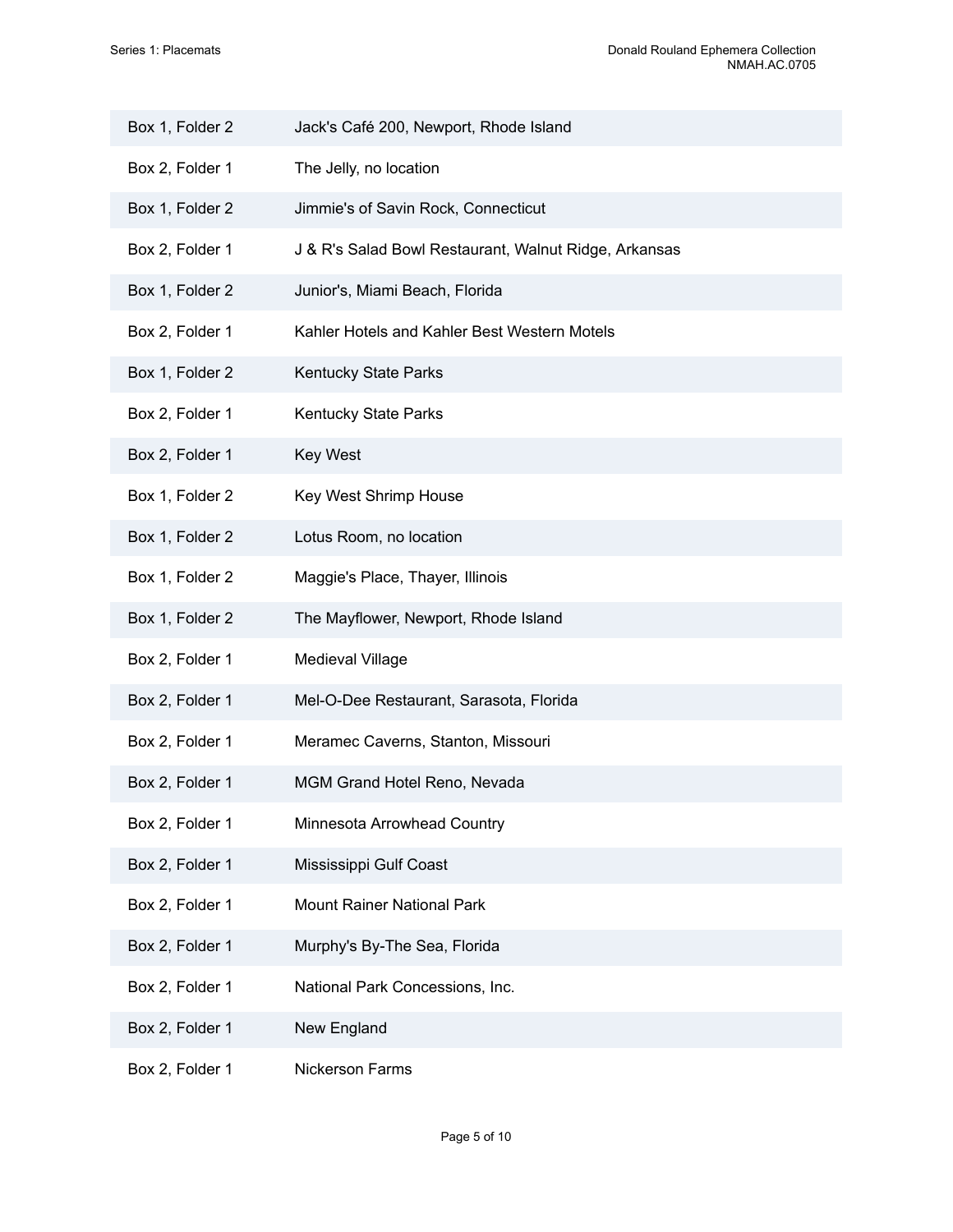| | |
|---|---|
| Box 1, Folder 2 | Jack's Café 200, Newport, Rhode Island |
| Box 2, Folder 1 | The Jelly, no location |
| Box 1, Folder 2 | Jimmie's of Savin Rock, Connecticut |
| Box 2, Folder 1 | J & R's Salad Bowl Restaurant, Walnut Ridge, Arkansas |
| Box 1, Folder 2 | Junior's, Miami Beach, Florida |
| Box 2, Folder 1 | Kahler Hotels and Kahler Best Western Motels |
| Box 1, Folder 2 | Kentucky State Parks |
| Box 2, Folder 1 | Kentucky State Parks |
| Box 2, Folder 1 | Key West |
| Box 1, Folder 2 | Key West Shrimp House |
| Box 1, Folder 2 | Lotus Room, no location |
| Box 1, Folder 2 | Maggie's Place, Thayer, Illinois |
| Box 1, Folder 2 | The Mayflower, Newport, Rhode Island |
| Box 2, Folder 1 | Medieval Village |
| Box 2, Folder 1 | Mel-O-Dee Restaurant, Sarasota, Florida |
| Box 2, Folder 1 | Meramec Caverns, Stanton, Missouri |
| Box 2, Folder 1 | MGM Grand Hotel Reno, Nevada |
| Box 2, Folder 1 | Minnesota Arrowhead Country |
| Box 2, Folder 1 | Mississippi Gulf Coast |
| Box 2, Folder 1 | Mount Rainer National Park |
| Box 2, Folder 1 | Murphy's By-The Sea, Florida |
| Box 2, Folder 1 | National Park Concessions, Inc. |
| Box 2, Folder 1 | New England |
| Box 2, Folder 1 | Nickerson Farms |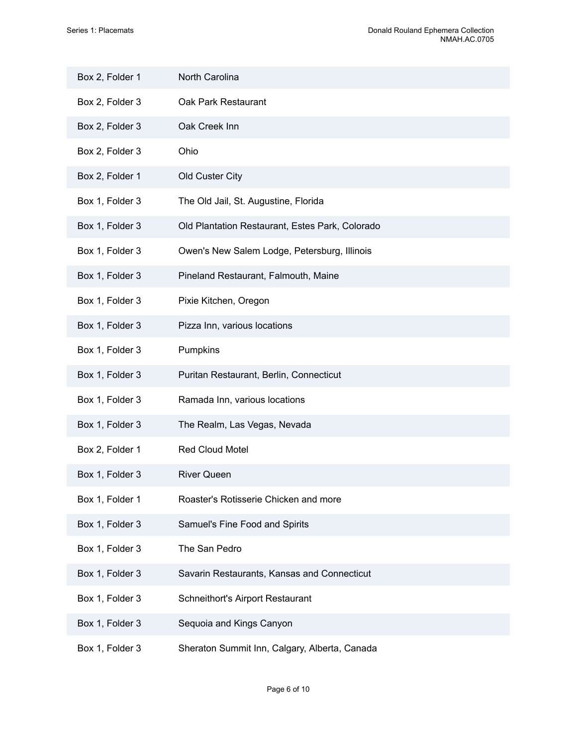| | |
|---|---|
| Box 2, Folder 1 | North Carolina |
| Box 2, Folder 3 | Oak Park Restaurant |
| Box 2, Folder 3 | Oak Creek Inn |
| Box 2, Folder 3 | Ohio |
| Box 2, Folder 1 | Old Custer City |
| Box 1, Folder 3 | The Old Jail, St. Augustine, Florida |
| Box 1, Folder 3 | Old Plantation Restaurant, Estes Park, Colorado |
| Box 1, Folder 3 | Owen's New Salem Lodge, Petersburg, Illinois |
| Box 1, Folder 3 | Pineland Restaurant, Falmouth, Maine |
| Box 1, Folder 3 | Pixie Kitchen, Oregon |
| Box 1, Folder 3 | Pizza Inn, various locations |
| Box 1, Folder 3 | Pumpkins |
| Box 1, Folder 3 | Puritan Restaurant, Berlin, Connecticut |
| Box 1, Folder 3 | Ramada Inn, various locations |
| Box 1, Folder 3 | The Realm, Las Vegas, Nevada |
| Box 2, Folder 1 | Red Cloud Motel |
| Box 1, Folder 3 | River Queen |
| Box 1, Folder 1 | Roaster's Rotisserie Chicken and more |
| Box 1, Folder 3 | Samuel's Fine Food and Spirits |
| Box 1, Folder 3 | The San Pedro |
| Box 1, Folder 3 | Savarin Restaurants, Kansas and Connecticut |
| Box 1, Folder 3 | Schneithort's Airport Restaurant |
| Box 1, Folder 3 | Sequoia and Kings Canyon |
| Box 1, Folder 3 | Sheraton Summit Inn, Calgary, Alberta, Canada |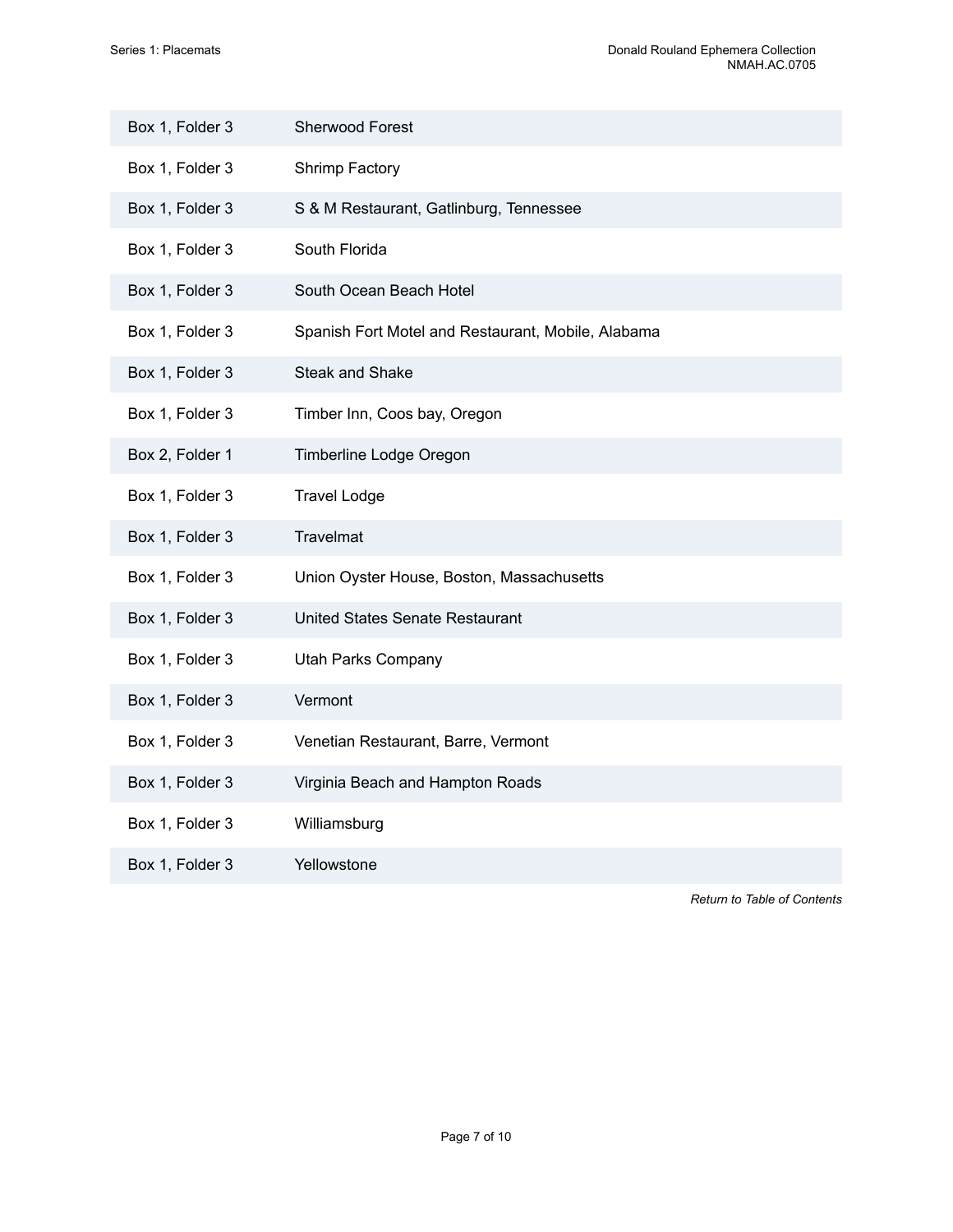| | |
|---|---|
| Box 1, Folder 3 | Sherwood Forest |
| Box 1, Folder 3 | Shrimp Factory |
| Box 1, Folder 3 | S & M Restaurant, Gatlinburg, Tennessee |
| Box 1, Folder 3 | South Florida |
| Box 1, Folder 3 | South Ocean Beach Hotel |
| Box 1, Folder 3 | Spanish Fort Motel and Restaurant, Mobile, Alabama |
| Box 1, Folder 3 | Steak and Shake |
| Box 1, Folder 3 | Timber Inn, Coos bay, Oregon |
| Box 2, Folder 1 | Timberline Lodge Oregon |
| Box 1, Folder 3 | Travel Lodge |
| Box 1, Folder 3 | Travelmat |
| Box 1, Folder 3 | Union Oyster House, Boston, Massachusetts |
| Box 1, Folder 3 | United States Senate Restaurant |
| Box 1, Folder 3 | Utah Parks Company |
| Box 1, Folder 3 | Vermont |
| Box 1, Folder 3 | Venetian Restaurant, Barre, Vermont |
| Box 1, Folder 3 | Virginia Beach and Hampton Roads |
| Box 1, Folder 3 | Williamsburg |
| Box 1, Folder 3 | Yellowstone |

*Return to Table of Contents*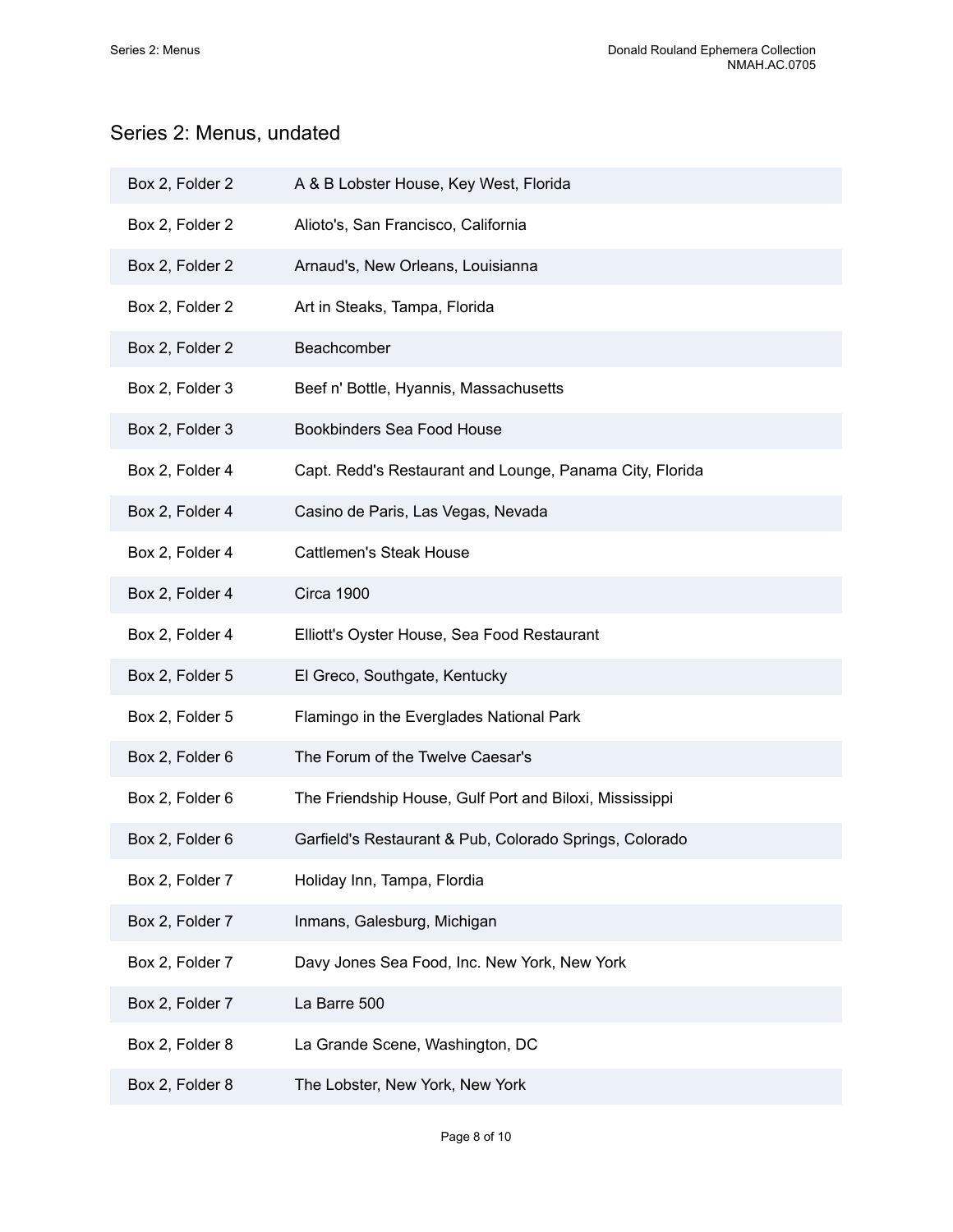## Series 2: Menus, undated

| | |
|---|---|
| Box 2, Folder 2 | A & B Lobster House, Key West, Florida |
| Box 2, Folder 2 | Alioto's, San Francisco, California |
| Box 2, Folder 2 | Arnaud's, New Orleans, Louisianna |
| Box 2, Folder 2 | Art in Steaks, Tampa, Florida |
| Box 2, Folder 2 | Beachcomber |
| Box 2, Folder 3 | Beef n' Bottle, Hyannis, Massachusetts |
| Box 2, Folder 3 | Bookbinders Sea Food House |
| Box 2, Folder 4 | Capt. Redd's Restaurant and Lounge, Panama City, Florida |
| Box 2, Folder 4 | Casino de Paris, Las Vegas, Nevada |
| Box 2, Folder 4 | Cattlemen's Steak House |
| Box 2, Folder 4 | Circa 1900 |
| Box 2, Folder 4 | Elliott's Oyster House, Sea Food Restaurant |
| Box 2, Folder 5 | El Greco, Southgate, Kentucky |
| Box 2, Folder 5 | Flamingo in the Everglades National Park |
| Box 2, Folder 6 | The Forum of the Twelve Caesar's |
| Box 2, Folder 6 | The Friendship House, Gulf Port and Biloxi, Mississippi |
| Box 2, Folder 6 | Garfield's Restaurant & Pub, Colorado Springs, Colorado |
| Box 2, Folder 7 | Holiday Inn, Tampa, Flordia |
| Box 2, Folder 7 | Inmans, Galesburg, Michigan |
| Box 2, Folder 7 | Davy Jones Sea Food, Inc. New York, New York |
| Box 2, Folder 7 | La Barre 500 |
| Box 2, Folder 8 | La Grande Scene, Washington, DC |
| Box 2, Folder 8 | The Lobster, New York, New York |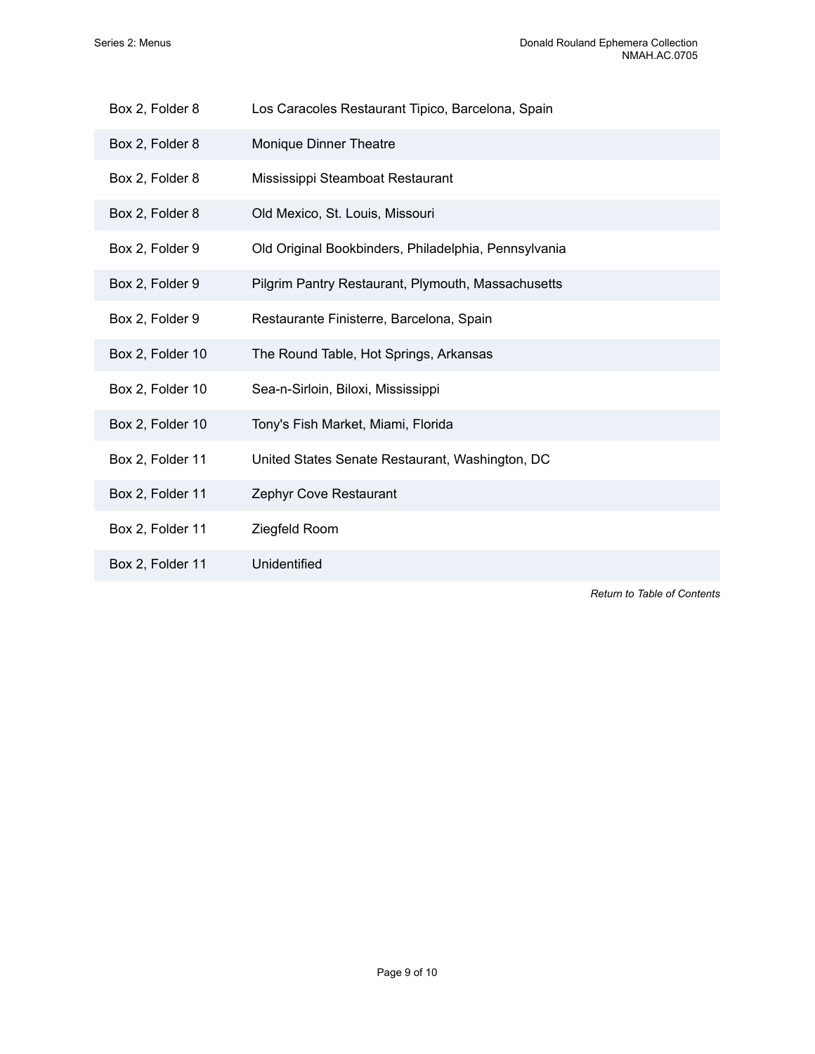| | |
|---|---|
| Box 2, Folder 8 | Los Caracoles Restaurant Tipico, Barcelona, Spain |
| Box 2, Folder 8 | Monique Dinner Theatre |
| Box 2, Folder 8 | Mississippi Steamboat Restaurant |
| Box 2, Folder 8 | Old Mexico, St. Louis, Missouri |
| Box 2, Folder 9 | Old Original Bookbinders, Philadelphia, Pennsylvania |
| Box 2, Folder 9 | Pilgrim Pantry Restaurant, Plymouth, Massachusetts |
| Box 2, Folder 9 | Restaurante Finisterre, Barcelona, Spain |
| Box 2, Folder 10 | The Round Table, Hot Springs, Arkansas |
| Box 2, Folder 10 | Sea-n-Sirloin, Biloxi, Mississippi |
| Box 2, Folder 10 | Tony's Fish Market, Miami, Florida |
| Box 2, Folder 11 | United States Senate Restaurant, Washington, DC |
| Box 2, Folder 11 | Zephyr Cove Restaurant |
| Box 2, Folder 11 | Ziegfeld Room |
| Box 2, Folder 11 | Unidentified |

*Return to Table of Contents*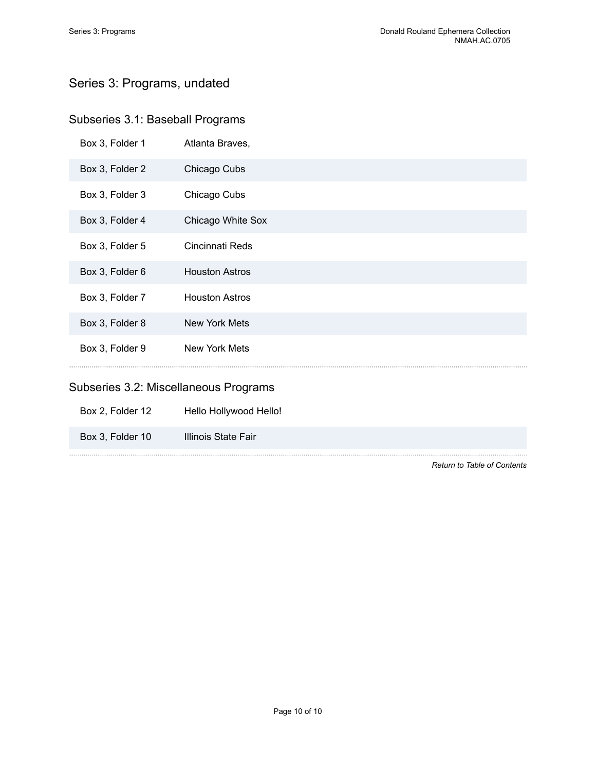## Series 3: Programs, undated

### Subseries 3.1: Baseball Programs

| | |
|---|---|
| Box 3, Folder 1 | Atlanta Braves, |
| Box 3, Folder 2 | Chicago Cubs |
| Box 3, Folder 3 | Chicago Cubs |
| Box 3, Folder 4 | Chicago White Sox |
| Box 3, Folder 5 | Cincinnati Reds |
| Box 3, Folder 6 | Houston Astros |
| Box 3, Folder 7 | Houston Astros |
| Box 3, Folder 8 | New York Mets |
| Box 3, Folder 9 | New York Mets |

### Subseries 3.2: Miscellaneous Programs

| | |
|---|---|
| Box 2, Folder 12 | Hello Hollywood Hello! |
| Box 3, Folder 10 | Illinois State Fair |

*Return to Table of Contents*